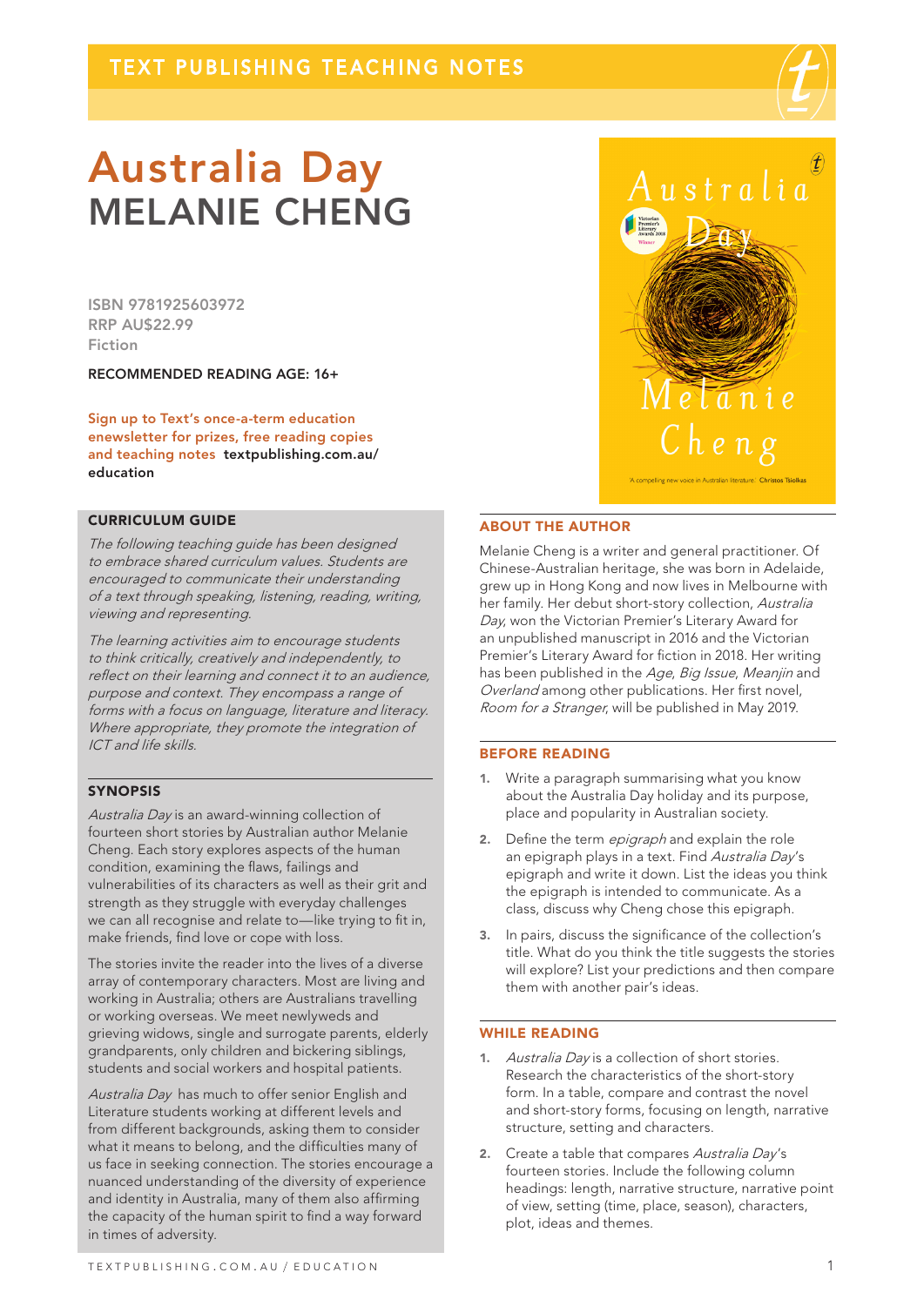TEXT PUBLISHING TEACHING NOTES

# Australia Day
## MELANIE CHENG

ISBN 9781925603972
RRP AU$22.99
Fiction

RECOMMENDED READING AGE: 16+

Sign up to Text's once-a-term education enewsletter for prizes, free reading copies and teaching notes **textpublishing.com.au/education**

### CURRICULUM GUIDE

*The following teaching guide has been designed to embrace shared curriculum values. Students are encouraged to communicate their understanding of a text through speaking, listening, reading, writing, viewing and representing.*

*The learning activities aim to encourage students to think critically, creatively and independently, to reflect on their learning and connect it to an audience, purpose and context. They encompass a range of forms with a focus on language, literature and literacy. Where appropriate, they promote the integration of ICT and life skills.*

### SYNOPSIS

*Australia Day* is an award-winning collection of fourteen short stories by Australian author Melanie Cheng. Each story explores aspects of the human condition, examining the flaws, failings and vulnerabilities of its characters as well as their grit and strength as they struggle with everyday challenges we can all recognise and relate to—like trying to fit in, make friends, find love or cope with loss.

The stories invite the reader into the lives of a diverse array of contemporary characters. Most are living and working in Australia; others are Australians travelling or working overseas. We meet newlyweds and grieving widows, single and surrogate parents, elderly grandparents, only children and bickering siblings, students and social workers and hospital patients.

*Australia Day* has much to offer senior English and Literature students working at different levels and from different backgrounds, asking them to consider what it means to belong, and the difficulties many of us face in seeking connection. The stories encourage a nuanced understanding of the diversity of experience and identity in Australia, many of them also affirming the capacity of the human spirit to find a way forward in times of adversity.

### ABOUT THE AUTHOR

Melanie Cheng is a writer and general practitioner. Of Chinese-Australian heritage, she was born in Adelaide, grew up in Hong Kong and now lives in Melbourne with her family. Her debut short-story collection, *Australia Day*, won the Victorian Premier's Literary Award for an unpublished manuscript in 2016 and the Victorian Premier's Literary Award for fiction in 2018. Her writing has been published in the *Age*, *Big Issue*, *Meanjin* and *Overland* among other publications. Her first novel, *Room for a Stranger*, will be published in May 2019.

### BEFORE READING

1. Write a paragraph summarising what you know about the Australia Day holiday and its purpose, place and popularity in Australian society.
2. Define the term *epigraph* and explain the role an epigraph plays in a text. Find *Australia Day*'s epigraph and write it down. List the ideas you think the epigraph is intended to communicate. As a class, discuss why Cheng chose this epigraph.
3. In pairs, discuss the significance of the collection's title. What do you think the title suggests the stories will explore? List your predictions and then compare them with another pair's ideas.

### WHILE READING

1. *Australia Day* is a collection of short stories. Research the characteristics of the short-story form. In a table, compare and contrast the novel and short-story forms, focusing on length, narrative structure, setting and characters.
2. Create a table that compares *Australia Day*'s fourteen stories. Include the following column headings: length, narrative structure, narrative point of view, setting (time, place, season), characters, plot, ideas and themes.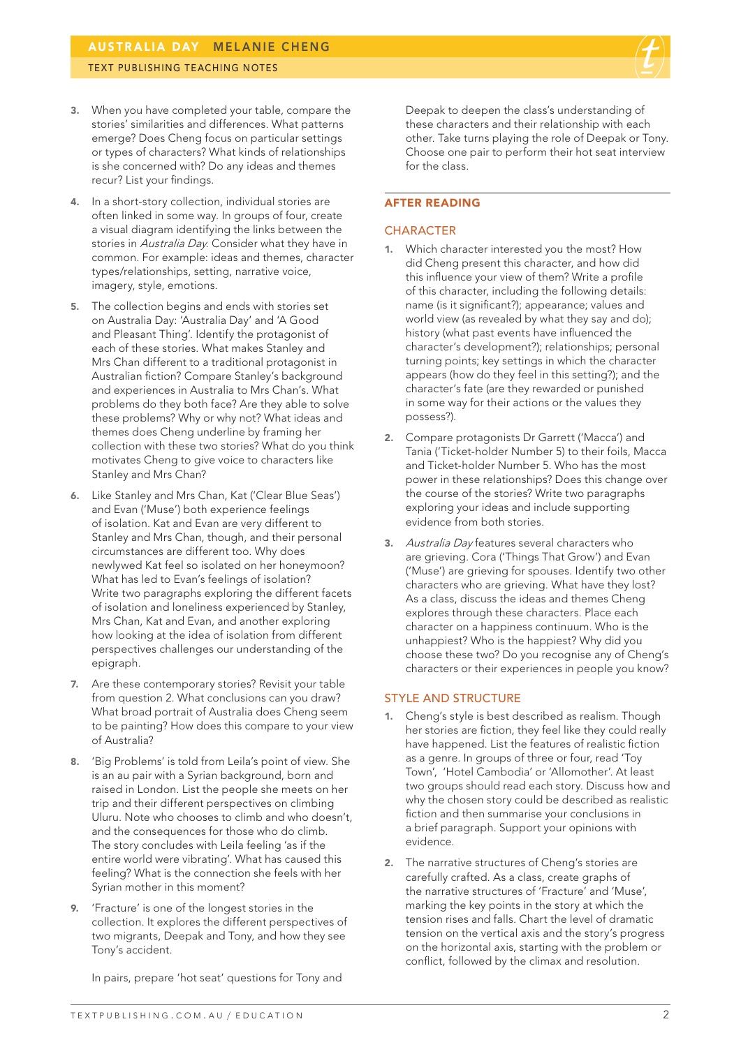3. When you have completed your table, compare the stories' similarities and differences. What patterns emerge? Does Cheng focus on particular settings or types of characters? What kinds of relationships is she concerned with? Do any ideas and themes recur? List your findings.

4. In a short-story collection, individual stories are often linked in some way. In groups of four, create a visual diagram identifying the links between the stories in *Australia Day*. Consider what they have in common. For example: ideas and themes, character types/relationships, setting, narrative voice, imagery, style, emotions.

5. The collection begins and ends with stories set on Australia Day: 'Australia Day' and 'A Good and Pleasant Thing'. Identify the protagonist of each of these stories. What makes Stanley and Mrs Chan different to a traditional protagonist in Australian fiction? Compare Stanley's background and experiences in Australia to Mrs Chan's. What problems do they both face? Are they able to solve these problems? Why or why not? What ideas and themes does Cheng underline by framing her collection with these two stories? What do you think motivates Cheng to give voice to characters like Stanley and Mrs Chan?

6. Like Stanley and Mrs Chan, Kat ('Clear Blue Seas') and Evan ('Muse') both experience feelings of isolation. Kat and Evan are very different to Stanley and Mrs Chan, though, and their personal circumstances are different too. Why does newlywed Kat feel so isolated on her honeymoon? What has led to Evan's feelings of isolation? Write two paragraphs exploring the different facets of isolation and loneliness experienced by Stanley, Mrs Chan, Kat and Evan, and another exploring how looking at the idea of isolation from different perspectives challenges our understanding of the epigraph.

7. Are these contemporary stories? Revisit your table from question 2. What conclusions can you draw? What broad portrait of Australia does Cheng seem to be painting? How does this compare to your view of Australia?

8. 'Big Problems' is told from Leila's point of view. She is an au pair with a Syrian background, born and raised in London. List the people she meets on her trip and their different perspectives on climbing Uluru. Note who chooses to climb and who doesn't, and the consequences for those who do climb. The story concludes with Leila feeling 'as if the entire world were vibrating'. What has caused this feeling? What is the connection she feels with her Syrian mother in this moment?

9. 'Fracture' is one of the longest stories in the collection. It explores the different perspectives of two migrants, Deepak and Tony, and how they see Tony's accident.

   In pairs, prepare 'hot seat' questions for Tony and Deepak to deepen the class's understanding of these characters and their relationship with each other. Take turns playing the role of Deepak or Tony. Choose one pair to perform their hot seat interview for the class.

## AFTER READING

### CHARACTER

1. Which character interested you the most? How did Cheng present this character, and how did this influence your view of them? Write a profile of this character, including the following details: name (is it significant?); appearance; values and world view (as revealed by what they say and do); history (what past events have influenced the character's development?); relationships; personal turning points; key settings in which the character appears (how do they feel in this setting?); and the character's fate (are they rewarded or punished in some way for their actions or the values they possess?).

2. Compare protagonists Dr Garrett ('Macca') and Tania ('Ticket-holder Number 5') to their foils, Macca and Ticket-holder Number 5. Who has the most power in these relationships? Does this change over the course of the stories? Write two paragraphs exploring your ideas and include supporting evidence from both stories.

3. *Australia Day* features several characters who are grieving. Cora ('Things That Grow') and Evan ('Muse') are grieving for spouses. Identify two other characters who are grieving. What have they lost? As a class, discuss the ideas and themes Cheng explores through these characters. Place each character on a happiness continuum. Who is the unhappiest? Who is the happiest? Why did you choose these two? Do you recognise any of Cheng's characters or their experiences in people you know?

### STYLE AND STRUCTURE

1. Cheng's style is best described as realism. Though her stories are fiction, they feel like they could really have happened. List the features of realistic fiction as a genre. In groups of three or four, read 'Toy Town', 'Hotel Cambodia' or 'Allomother'. At least two groups should read each story. Discuss how and why the chosen story could be described as realistic fiction and then summarise your conclusions in a brief paragraph. Support your opinions with evidence.

2. The narrative structures of Cheng's stories are carefully crafted. As a class, create graphs of the narrative structures of 'Fracture' and 'Muse', marking the key points in the story at which the tension rises and falls. Chart the level of dramatic tension on the vertical axis and the story's progress on the horizontal axis, starting with the problem or conflict, followed by the climax and resolution.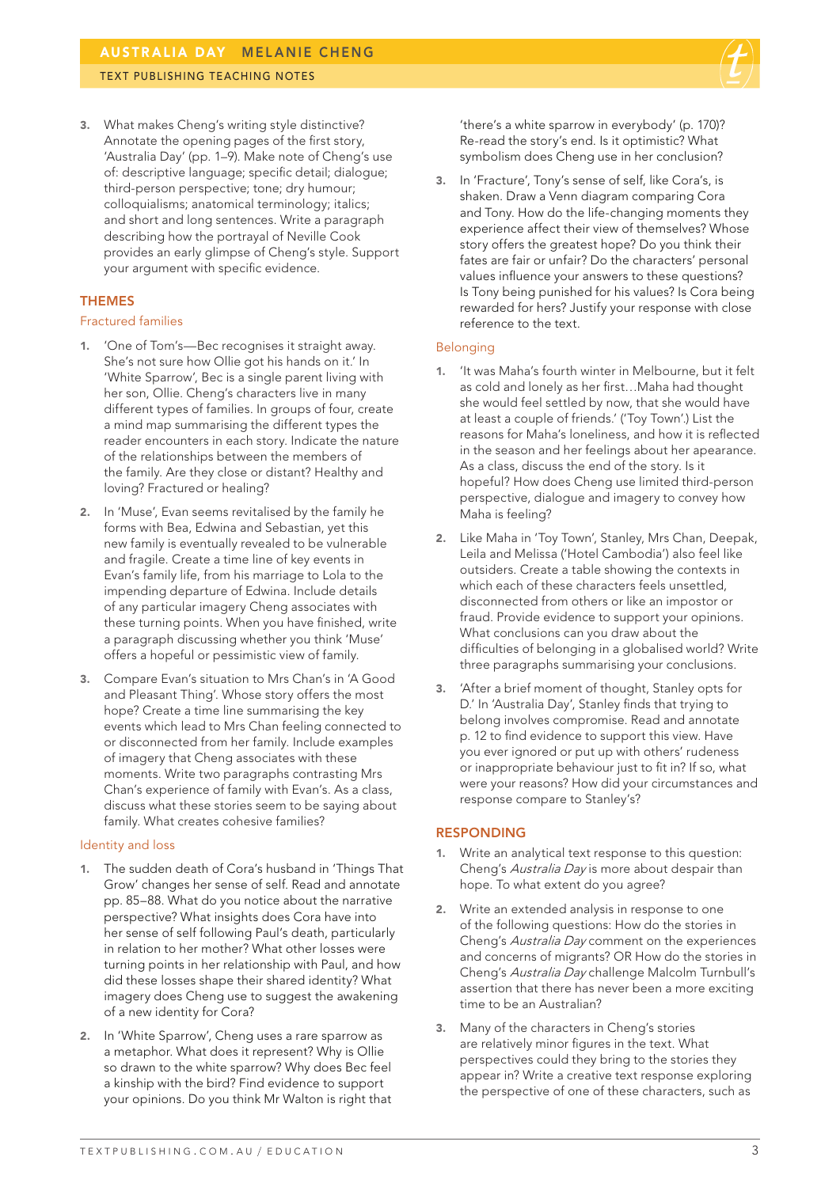3. What makes Cheng's writing style distinctive? Annotate the opening pages of the first story, 'Australia Day' (pp. 1–9). Make note of Cheng's use of: descriptive language; specific detail; dialogue; third-person perspective; tone; dry humour; colloquialisms; anatomical terminology; italics; and short and long sentences. Write a paragraph describing how the portrayal of Neville Cook provides an early glimpse of Cheng's style. Support your argument with specific evidence.

## THEMES

### Fractured families

1. 'One of Tom's—Bec recognises it straight away. She's not sure how Ollie got his hands on it.' In 'White Sparrow', Bec is a single parent living with her son, Ollie. Cheng's characters live in many different types of families. In groups of four, create a mind map summarising the different types the reader encounters in each story. Indicate the nature of the relationships between the members of the family. Are they close or distant? Healthy and loving? Fractured or healing?
2. In 'Muse', Evan seems revitalised by the family he forms with Bea, Edwina and Sebastian, yet this new family is eventually revealed to be vulnerable and fragile. Create a time line of key events in Evan's family life, from his marriage to Lola to the impending departure of Edwina. Include details of any particular imagery Cheng associates with these turning points. When you have finished, write a paragraph discussing whether you think 'Muse' offers a hopeful or pessimistic view of family.
3. Compare Evan's situation to Mrs Chan's in 'A Good and Pleasant Thing'. Whose story offers the most hope? Create a time line summarising the key events which lead to Mrs Chan feeling connected to or disconnected from her family. Include examples of imagery that Cheng associates with these moments. Write two paragraphs contrasting Mrs Chan's experience of family with Evan's. As a class, discuss what these stories seem to be saying about family. What creates cohesive families?

### Identity and loss

1. The sudden death of Cora's husband in 'Things That Grow' changes her sense of self. Read and annotate pp. 85–88. What do you notice about the narrative perspective? What insights does Cora have into her sense of self following Paul's death, particularly in relation to her mother? What other losses were turning points in her relationship with Paul, and how did these losses shape their shared identity? What imagery does Cheng use to suggest the awakening of a new identity for Cora?
2. In 'White Sparrow', Cheng uses a rare sparrow as a metaphor. What does it represent? Why is Ollie so drawn to the white sparrow? Why does Bec feel a kinship with the bird? Find evidence to support your opinions. Do you think Mr Walton is right that 'there's a white sparrow in everybody' (p. 170)? Re-read the story's end. Is it optimistic? What symbolism does Cheng use in her conclusion?
3. In 'Fracture', Tony's sense of self, like Cora's, is shaken. Draw a Venn diagram comparing Cora and Tony. How do the life-changing moments they experience affect their view of themselves? Whose story offers the greatest hope? Do you think their fates are fair or unfair? Do the characters' personal values influence your answers to these questions? Is Tony being punished for his values? Is Cora being rewarded for hers? Justify your response with close reference to the text.

### Belonging

1. 'It was Maha's fourth winter in Melbourne, but it felt as cold and lonely as her first…Maha had thought she would feel settled by now, that she would have at least a couple of friends.' ('Toy Town'.) List the reasons for Maha's loneliness, and how it is reflected in the season and her feelings about her appearance. As a class, discuss the end of the story. Is it hopeful? How does Cheng use limited third-person perspective, dialogue and imagery to convey how Maha is feeling?
2. Like Maha in 'Toy Town', Stanley, Mrs Chan, Deepak, Leila and Melissa ('Hotel Cambodia') also feel like outsiders. Create a table showing the contexts in which each of these characters feels unsettled, disconnected from others or like an impostor or fraud. Provide evidence to support your opinions. What conclusions can you draw about the difficulties of belonging in a globalised world? Write three paragraphs summarising your conclusions.
3. 'After a brief moment of thought, Stanley opts for D.' In 'Australia Day', Stanley finds that trying to belong involves compromise. Read and annotate p. 12 to find evidence to support this view. Have you ever ignored or put up with others' rudeness or inappropriate behaviour just to fit in? If so, what were your reasons? How did your circumstances and response compare to Stanley's?

## RESPONDING

1. Write an analytical text response to this question: Cheng's *Australia Day* is more about despair than hope. To what extent do you agree?
2. Write an extended analysis in response to one of the following questions: How do the stories in Cheng's *Australia Day* comment on the experiences and concerns of migrants? OR How do the stories in Cheng's *Australia Day* challenge Malcolm Turnbull's assertion that there has never been a more exciting time to be an Australian?
3. Many of the characters in Cheng's stories are relatively minor figures in the text. What perspectives could they bring to the stories they appear in? Write a creative text response exploring the perspective of one of these characters, such as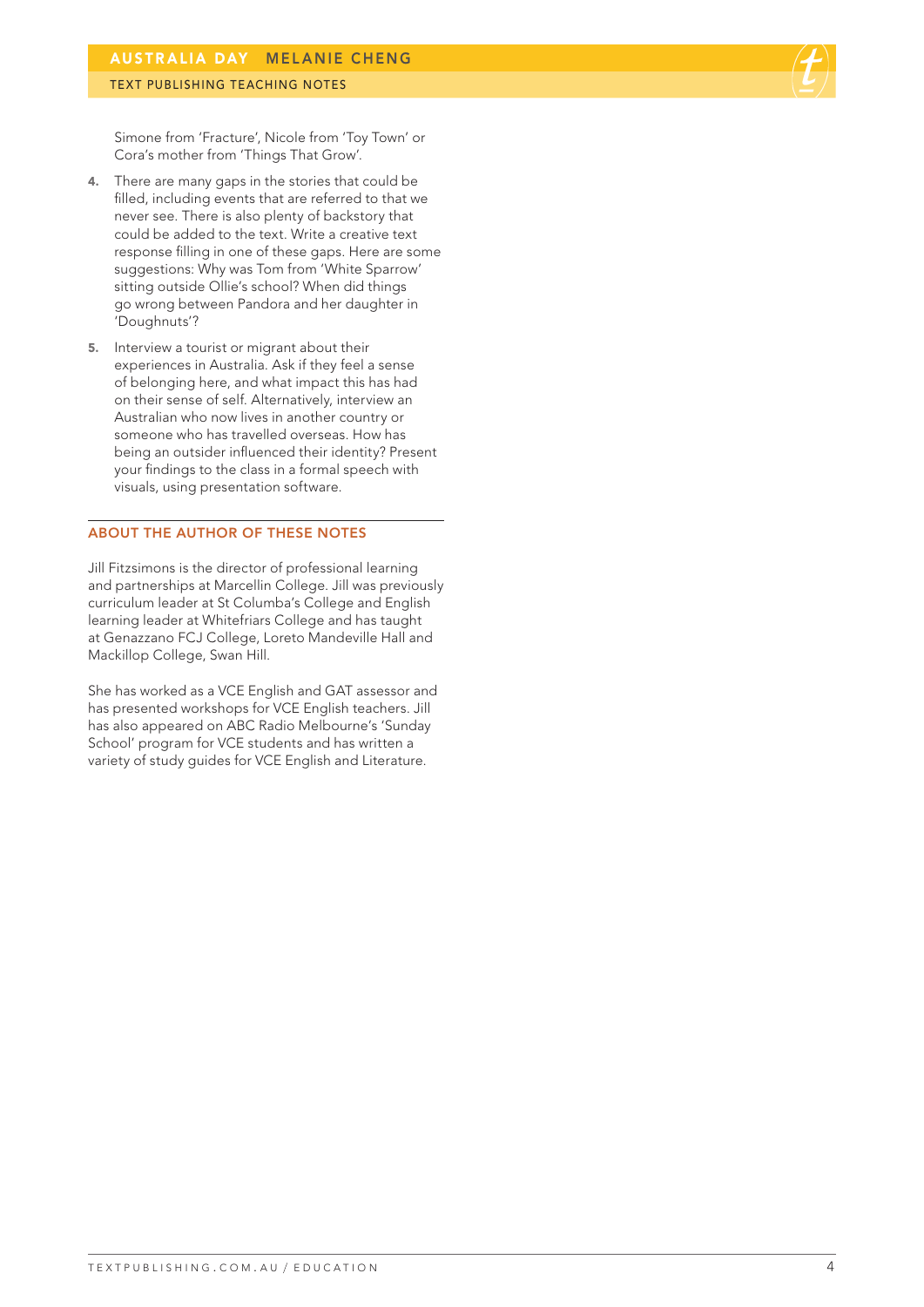Simone from 'Fracture', Nicole from 'Toy Town' or Cora's mother from 'Things That Grow'.

4. There are many gaps in the stories that could be filled, including events that are referred to that we never see. There is also plenty of backstory that could be added to the text. Write a creative text response filling in one of these gaps. Here are some suggestions: Why was Tom from 'White Sparrow' sitting outside Ollie's school? When did things go wrong between Pandora and her daughter in 'Doughnuts'?
5. Interview a tourist or migrant about their experiences in Australia. Ask if they feel a sense of belonging here, and what impact this has had on their sense of self. Alternatively, interview an Australian who now lives in another country or someone who has travelled overseas. How has being an outsider influenced their identity? Present your findings to the class in a formal speech with visuals, using presentation software.

## ABOUT THE AUTHOR OF THESE NOTES

Jill Fitzsimons is the director of professional learning and partnerships at Marcellin College. Jill was previously curriculum leader at St Columba's College and English learning leader at Whitefriars College and has taught at Genazzano FCJ College, Loreto Mandeville Hall and Mackillop College, Swan Hill.

She has worked as a VCE English and GAT assessor and has presented workshops for VCE English teachers. Jill has also appeared on ABC Radio Melbourne's 'Sunday School' program for VCE students and has written a variety of study guides for VCE English and Literature.